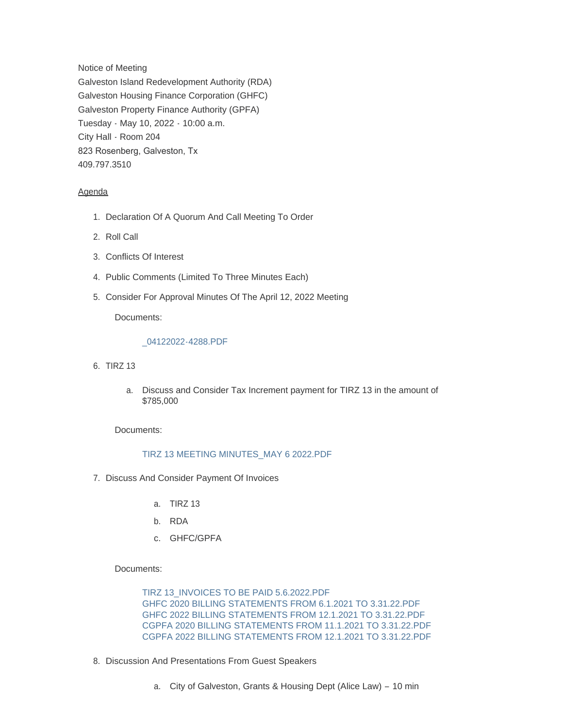Notice of Meeting
Galveston Island Redevelopment Authority (RDA)
Galveston Housing Finance Corporation (GHFC)
Galveston Property Finance Authority (GPFA)
Tuesday - May 10, 2022 - 10:00 a.m.
City Hall - Room 204
823 Rosenberg, Galveston, Tx
409.797.3510

Agenda

1. Declaration Of A Quorum And Call Meeting To Order
2. Roll Call
3. Conflicts Of Interest
4. Public Comments (Limited To Three Minutes Each)
5. Consider For Approval Minutes Of The April 12, 2022 Meeting

   Documents:

   _04122022-4288.PDF

6. TIRZ 13

   a. Discuss and Consider Tax Increment payment for TIRZ 13 in the amount of $785,000

   Documents:

   TIRZ 13 MEETING MINUTES_MAY 6 2022.PDF

7. Discuss And Consider Payment Of Invoices

   a. TIRZ 13
   b. RDA
   c. GHFC/GPFA

   Documents:

   TIRZ 13_INVOICES TO BE PAID 5.6.2022.PDF
   GHFC 2020 BILLING STATEMENTS FROM 6.1.2021 TO 3.31.22.PDF
   GHFC 2022 BILLING STATEMENTS FROM 12.1.2021 TO 3.31.22.PDF
   CGPFA 2020 BILLING STATEMENTS FROM 11.1.2021 TO 3.31.22.PDF
   CGPFA 2022 BILLING STATEMENTS FROM 12.1.2021 TO 3.31.22.PDF

8. Discussion And Presentations From Guest Speakers

   a. City of Galveston, Grants & Housing Dept (Alice Law) – 10 min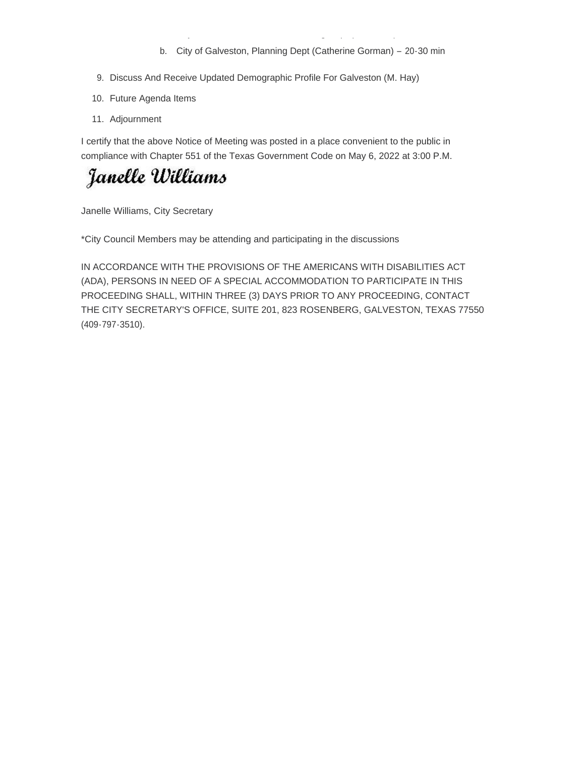b. City of Galveston, Planning Dept (Catherine Gorman) – 20-30 min

9. Discuss And Receive Updated Demographic Profile For Galveston (M. Hay)
10. Future Agenda Items
11. Adjournment

I certify that the above Notice of Meeting was posted in a place convenient to the public in compliance with Chapter 551 of the Texas Government Code on May 6, 2022 at 3:00 P.M.

*Janelle Williams*

Janelle Williams, City Secretary

*City Council Members may be attending and participating in the discussions

IN ACCORDANCE WITH THE PROVISIONS OF THE AMERICANS WITH DISABILITIES ACT (ADA), PERSONS IN NEED OF A SPECIAL ACCOMMODATION TO PARTICIPATE IN THIS PROCEEDING SHALL, WITHIN THREE (3) DAYS PRIOR TO ANY PROCEEDING, CONTACT THE CITY SECRETARY'S OFFICE, SUITE 201, 823 ROSENBERG, GALVESTON, TEXAS 77550 (409-797-3510).